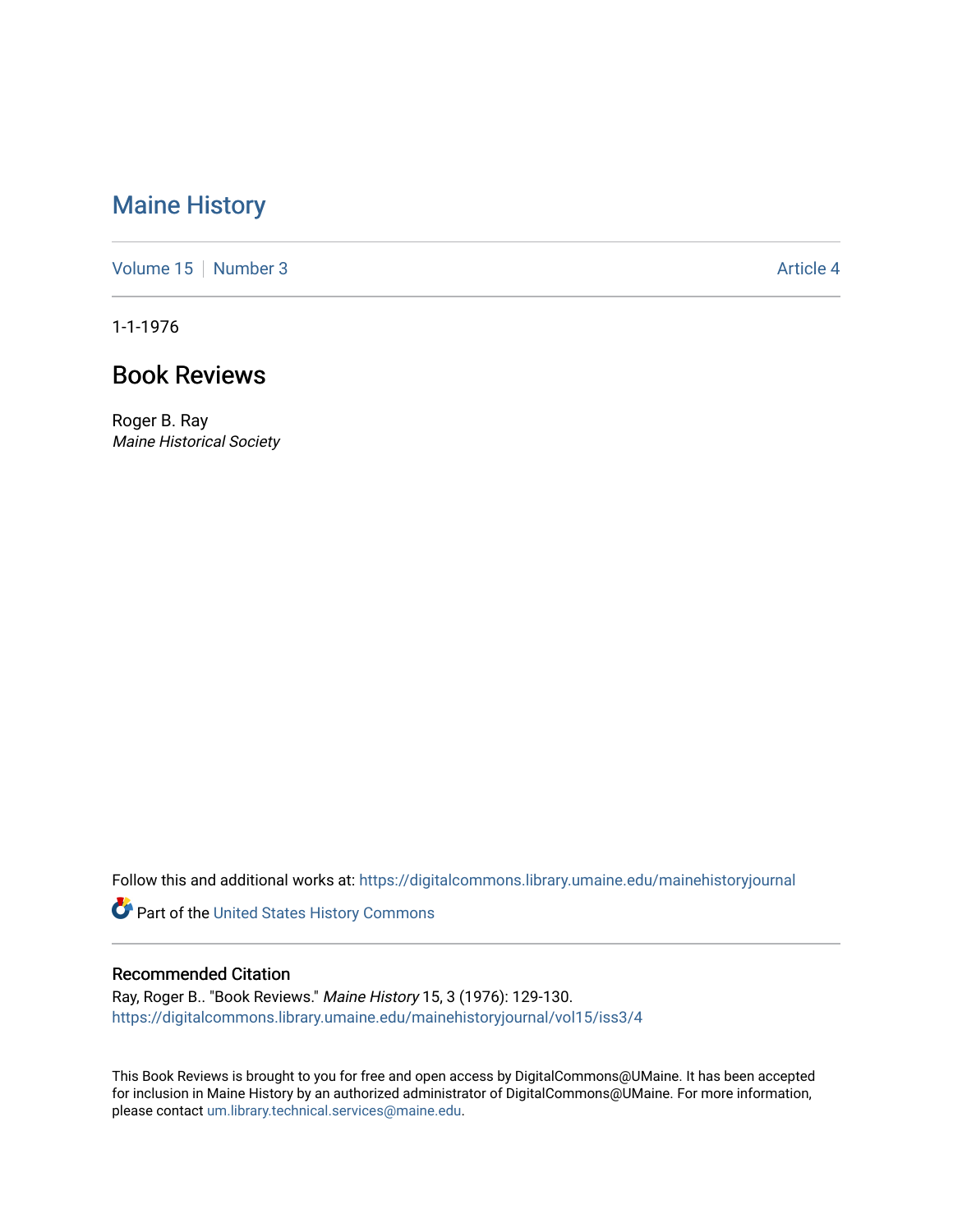# Maine History

Volume 15 | Number 3 | Article 4

1-1-1976

## Book Reviews

Roger B. Ray
*Maine Historical Society*

Follow this and additional works at: https://digitalcommons.library.umaine.edu/mainehistoryjournal

Part of the United States History Commons

### Recommended Citation

Ray, Roger B.. "Book Reviews." *Maine History* 15, 3 (1976): 129-130.
https://digitalcommons.library.umaine.edu/mainehistoryjournal/vol15/iss3/4

This Book Reviews is brought to you for free and open access by DigitalCommons@UMaine. It has been accepted for inclusion in Maine History by an authorized administrator of DigitalCommons@UMaine. For more information, please contact um.library.technical.services@maine.edu.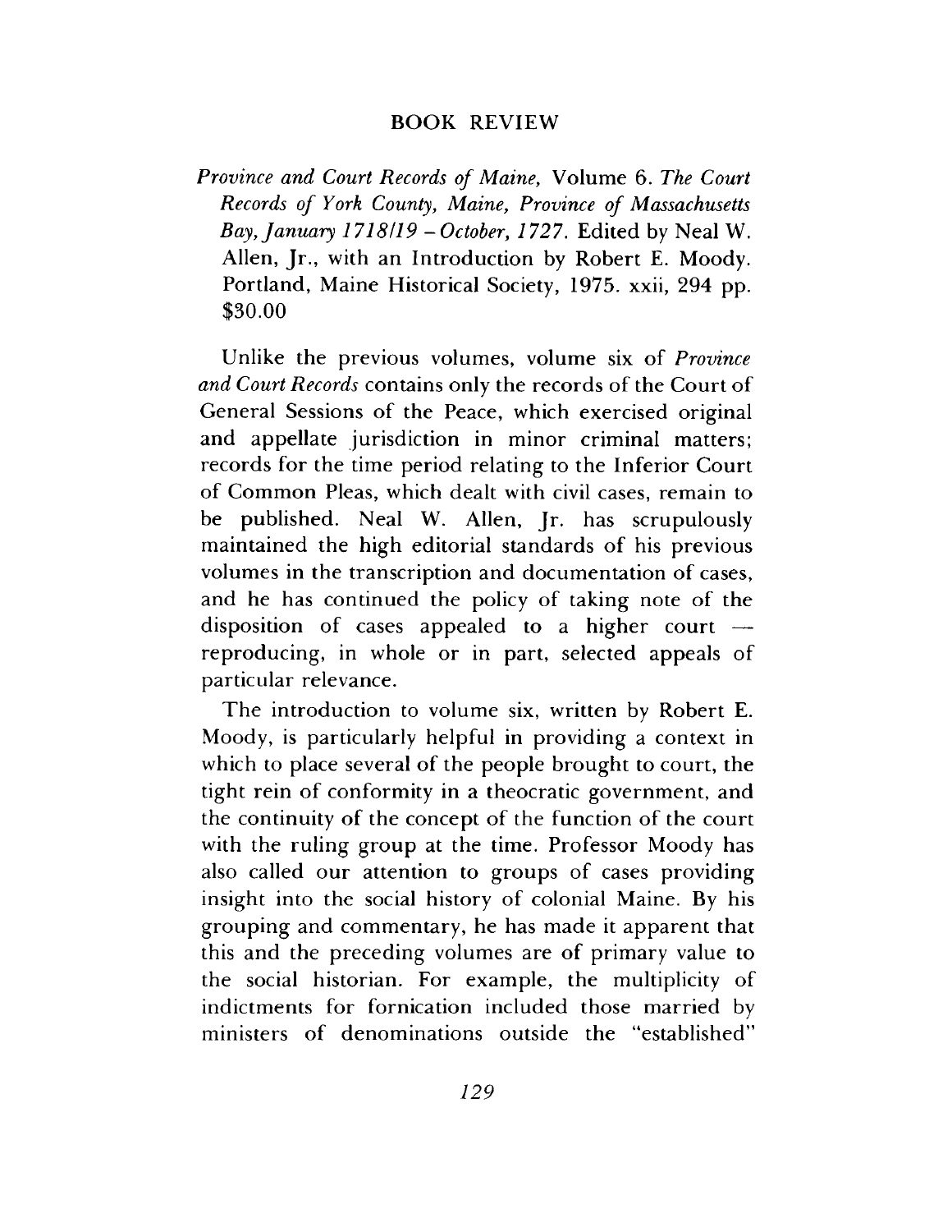## BOOK REVIEW

*Province and Court Records of Maine,* Volume 6. *The Court Records of York County, Maine, Province of Massachusetts Bay, January 1718/19 – October, 1727.* Edited by Neal W. Allen, Jr., with an Introduction by Robert E. Moody. Portland, Maine Historical Society, 1975. xxii, 294 pp. $30.00

Unlike the previous volumes, volume six of *Province and Court Records* contains only the records of the Court of General Sessions of the Peace, which exercised original and appellate jurisdiction in minor criminal matters; records for the time period relating to the Inferior Court of Common Pleas, which dealt with civil cases, remain to be published. Neal W. Allen, Jr. has scrupulously maintained the high editorial standards of his previous volumes in the transcription and documentation of cases, and he has continued the policy of taking note of the disposition of cases appealed to a higher court — reproducing, in whole or in part, selected appeals of particular relevance.

The introduction to volume six, written by Robert E. Moody, is particularly helpful in providing a context in which to place several of the people brought to court, the tight rein of conformity in a theocratic government, and the continuity of the concept of the function of the court with the ruling group at the time. Professor Moody has also called our attention to groups of cases providing insight into the social history of colonial Maine. By his grouping and commentary, he has made it apparent that this and the preceding volumes are of primary value to the social historian. For example, the multiplicity of indictments for fornication included those married by ministers of denominations outside the "established"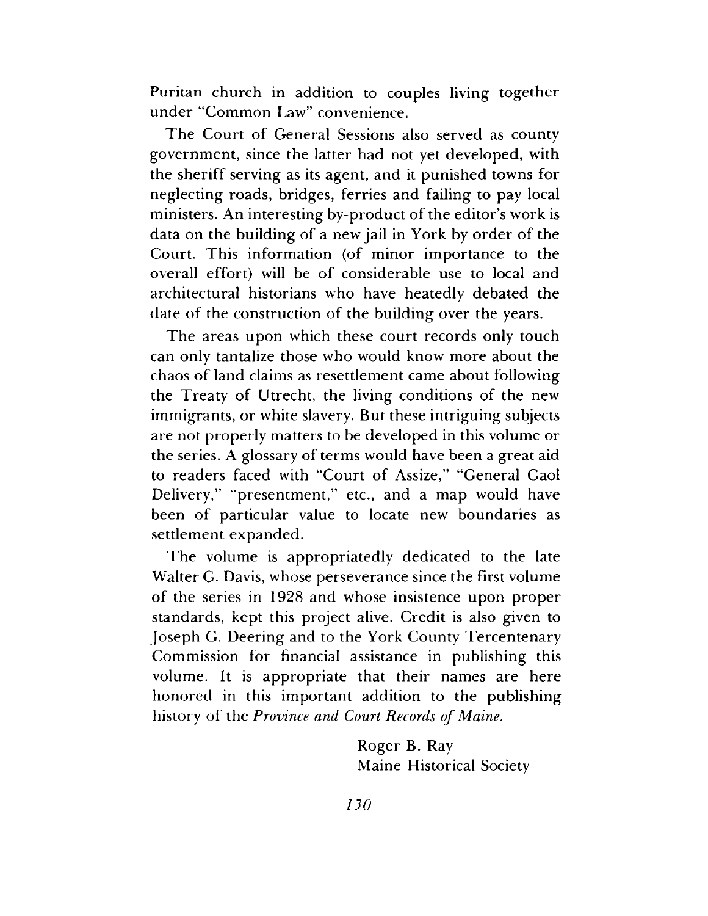Puritan church in addition to couples living together under "Common Law" convenience.

The Court of General Sessions also served as county government, since the latter had not yet developed, with the sheriff serving as its agent, and it punished towns for neglecting roads, bridges, ferries and failing to pay local ministers. An interesting by-product of the editor's work is data on the building of a new jail in York by order of the Court. This information (of minor importance to the overall effort) will be of considerable use to local and architectural historians who have heatedly debated the date of the construction of the building over the years.

The areas upon which these court records only touch can only tantalize those who would know more about the chaos of land claims as resettlement came about following the Treaty of Utrecht, the living conditions of the new immigrants, or white slavery. But these intriguing subjects are not properly matters to be developed in this volume or the series. A glossary of terms would have been a great aid to readers faced with "Court of Assize," "General Gaol Delivery," "presentment," etc., and a map would have been of particular value to locate new boundaries as settlement expanded.

The volume is appropriatedly dedicated to the late Walter G. Davis, whose perseverance since the first volume of the series in 1928 and whose insistence upon proper standards, kept this project alive. Credit is also given to Joseph G. Deering and to the York County Tercentenary Commission for financial assistance in publishing this volume. It is appropriate that their names are here honored in this important addition to the publishing history of the *Province and Court Records of Maine.*

Roger B. Ray
Maine Historical Society